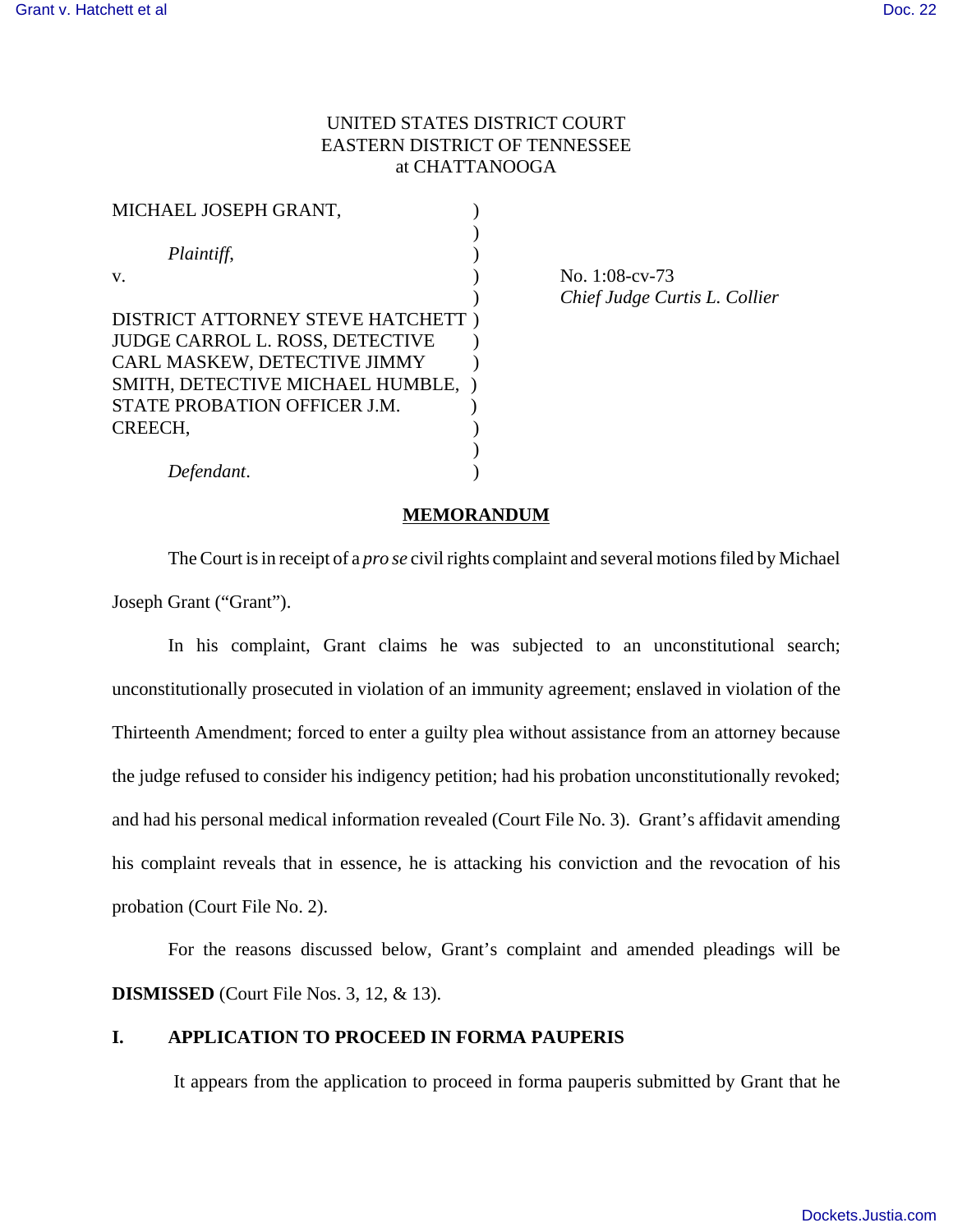UNITED STATES DISTRICT COURT
EASTERN DISTRICT OF TENNESSEE
at CHATTANOOGA

MICHAEL JOSEPH GRANT,

*Plaintiff*,

v.

DISTRICT ATTORNEY STEVE HATCHETT JUDGE CARROL L. ROSS, DETECTIVE CARL MASKEW, DETECTIVE JIMMY SMITH, DETECTIVE MICHAEL HUMBLE, STATE PROBATION OFFICER J.M. CREECH,

*Defendant*.

No. 1:08-cv-73
*Chief Judge Curtis L. Collier*

## MEMORANDUM

The Court is in receipt of a *pro se* civil rights complaint and several motions filed by Michael Joseph Grant ("Grant").

In his complaint, Grant claims he was subjected to an unconstitutional search; unconstitutionally prosecuted in violation of an immunity agreement; enslaved in violation of the Thirteenth Amendment; forced to enter a guilty plea without assistance from an attorney because the judge refused to consider his indigency petition; had his probation unconstitutionally revoked; and had his personal medical information revealed (Court File No. 3). Grant's affidavit amending his complaint reveals that in essence, he is attacking his conviction and the revocation of his probation (Court File No. 2).

For the reasons discussed below, Grant's complaint and amended pleadings will be **DISMISSED** (Court File Nos. 3, 12, & 13).

## I. APPLICATION TO PROCEED IN FORMA PAUPERIS

It appears from the application to proceed in forma pauperis submitted by Grant that he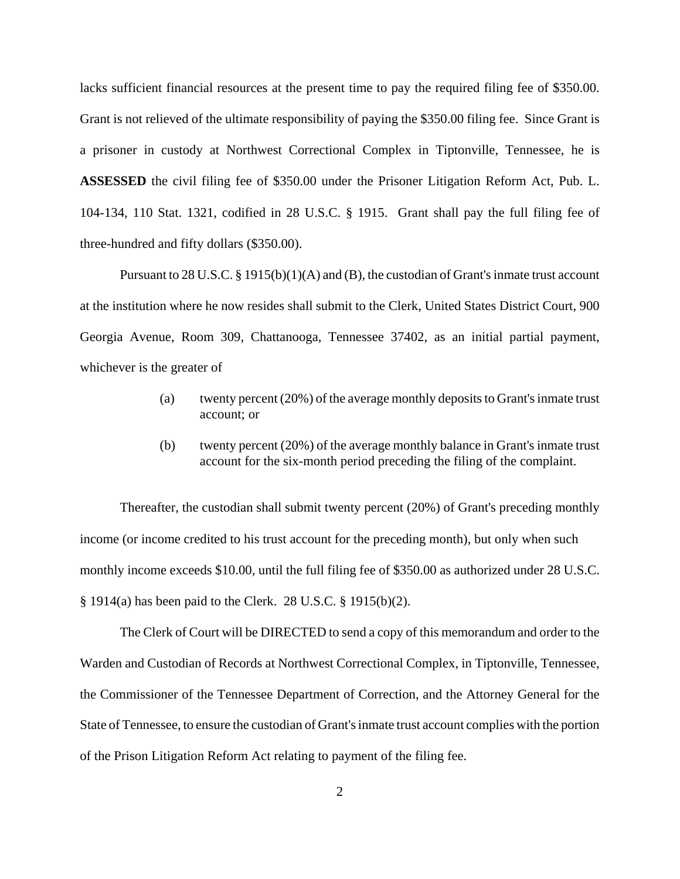lacks sufficient financial resources at the present time to pay the required filing fee of $350.00. Grant is not relieved of the ultimate responsibility of paying the $350.00 filing fee. Since Grant is a prisoner in custody at Northwest Correctional Complex in Tiptonville, Tennessee, he is **ASSESSED** the civil filing fee of $350.00 under the Prisoner Litigation Reform Act, Pub. L. 104-134, 110 Stat. 1321, codified in 28 U.S.C. § 1915. Grant shall pay the full filing fee of three-hundred and fifty dollars ($350.00).

Pursuant to 28 U.S.C. § 1915(b)(1)(A) and (B), the custodian of Grant's inmate trust account at the institution where he now resides shall submit to the Clerk, United States District Court, 900 Georgia Avenue, Room 309, Chattanooga, Tennessee 37402, as an initial partial payment, whichever is the greater of

> (a) twenty percent (20%) of the average monthly deposits to Grant's inmate trust account; or
>
> (b) twenty percent (20%) of the average monthly balance in Grant's inmate trust account for the six-month period preceding the filing of the complaint.

Thereafter, the custodian shall submit twenty percent (20%) of Grant's preceding monthly income (or income credited to his trust account for the preceding month), but only when such monthly income exceeds $10.00, until the full filing fee of $350.00 as authorized under 28 U.S.C. § 1914(a) has been paid to the Clerk. 28 U.S.C. § 1915(b)(2).

The Clerk of Court will be DIRECTED to send a copy of this memorandum and order to the Warden and Custodian of Records at Northwest Correctional Complex, in Tiptonville, Tennessee, the Commissioner of the Tennessee Department of Correction, and the Attorney General for the State of Tennessee, to ensure the custodian of Grant's inmate trust account complies with the portion of the Prison Litigation Reform Act relating to payment of the filing fee.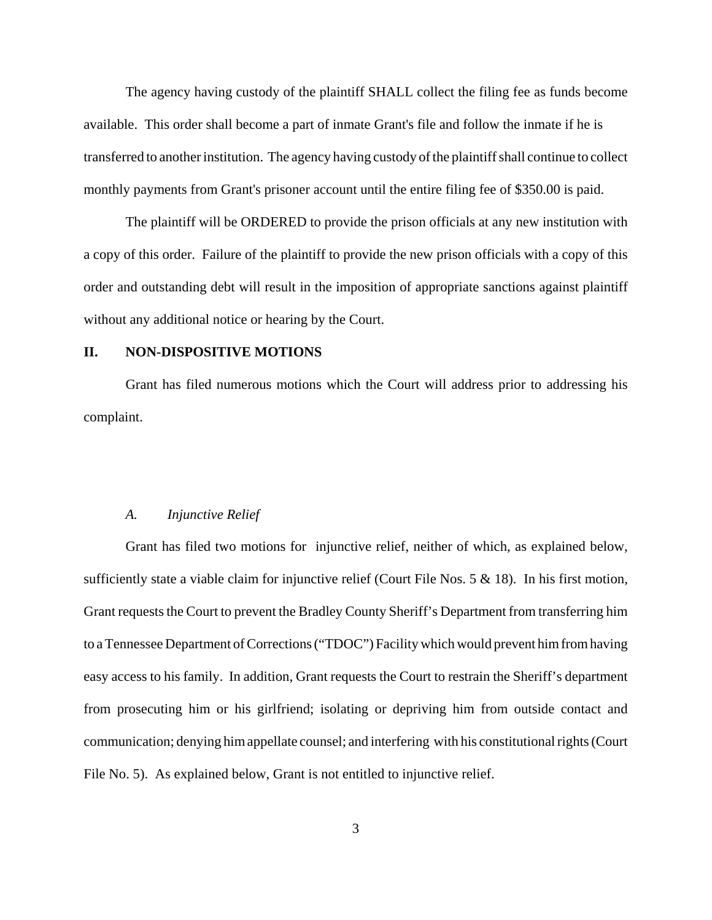The agency having custody of the plaintiff SHALL collect the filing fee as funds become available. This order shall become a part of inmate Grant's file and follow the inmate if he is transferred to another institution. The agency having custody of the plaintiff shall continue to collect monthly payments from Grant's prisoner account until the entire filing fee of $350.00 is paid.

The plaintiff will be ORDERED to provide the prison officials at any new institution with a copy of this order. Failure of the plaintiff to provide the new prison officials with a copy of this order and outstanding debt will result in the imposition of appropriate sanctions against plaintiff without any additional notice or hearing by the Court.

## II. NON-DISPOSITIVE MOTIONS

Grant has filed numerous motions which the Court will address prior to addressing his complaint.

### *A. Injunctive Relief*

Grant has filed two motions for injunctive relief, neither of which, as explained below, sufficiently state a viable claim for injunctive relief (Court File Nos. 5 & 18). In his first motion, Grant requests the Court to prevent the Bradley County Sheriff's Department from transferring him to a Tennessee Department of Corrections ("TDOC") Facility which would prevent him from having easy access to his family. In addition, Grant requests the Court to restrain the Sheriff's department from prosecuting him or his girlfriend; isolating or depriving him from outside contact and communication; denying him appellate counsel; and interfering with his constitutional rights (Court File No. 5). As explained below, Grant is not entitled to injunctive relief.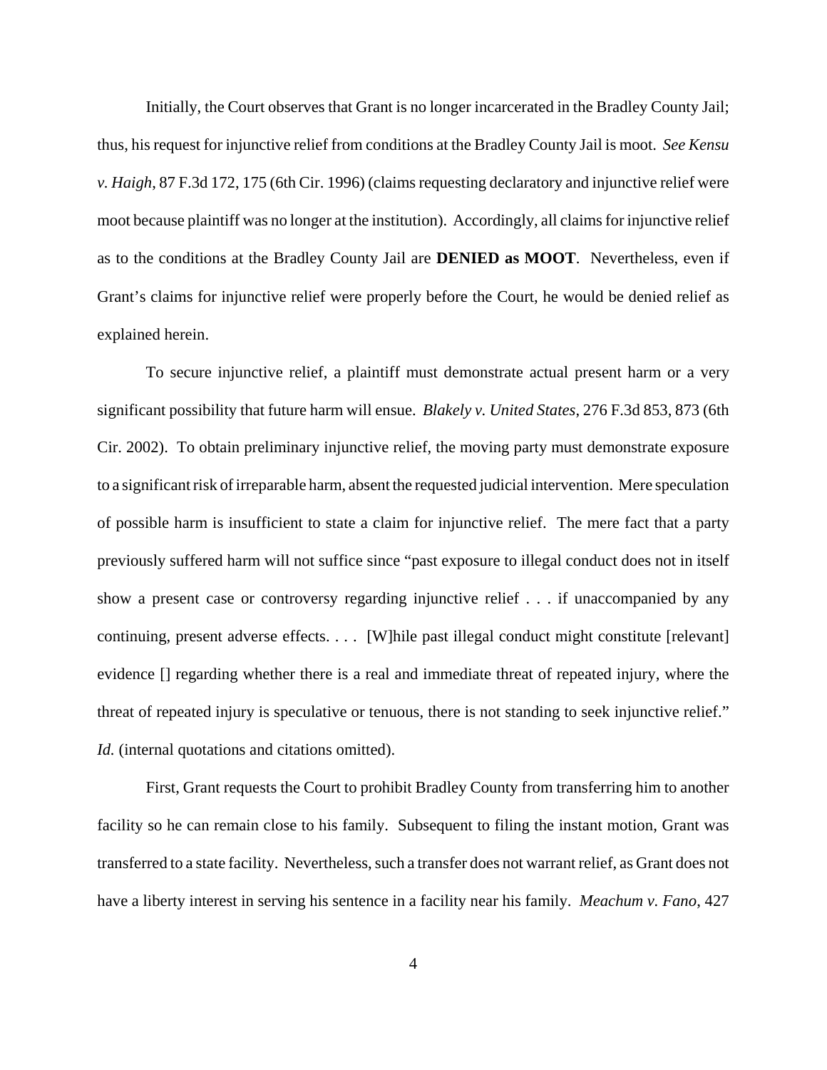Initially, the Court observes that Grant is no longer incarcerated in the Bradley County Jail; thus, his request for injunctive relief from conditions at the Bradley County Jail is moot. *See Kensu v. Haigh*, 87 F.3d 172, 175 (6th Cir. 1996) (claims requesting declaratory and injunctive relief were moot because plaintiff was no longer at the institution). Accordingly, all claims for injunctive relief as to the conditions at the Bradley County Jail are **DENIED as MOOT**. Nevertheless, even if Grant's claims for injunctive relief were properly before the Court, he would be denied relief as explained herein.

To secure injunctive relief, a plaintiff must demonstrate actual present harm or a very significant possibility that future harm will ensue. *Blakely v. United States*, 276 F.3d 853, 873 (6th Cir. 2002). To obtain preliminary injunctive relief, the moving party must demonstrate exposure to a significant risk of irreparable harm, absent the requested judicial intervention. Mere speculation of possible harm is insufficient to state a claim for injunctive relief. The mere fact that a party previously suffered harm will not suffice since "past exposure to illegal conduct does not in itself show a present case or controversy regarding injunctive relief . . . if unaccompanied by any continuing, present adverse effects. . . . [W]hile past illegal conduct might constitute [relevant] evidence [] regarding whether there is a real and immediate threat of repeated injury, where the threat of repeated injury is speculative or tenuous, there is not standing to seek injunctive relief." *Id.* (internal quotations and citations omitted).

First, Grant requests the Court to prohibit Bradley County from transferring him to another facility so he can remain close to his family. Subsequent to filing the instant motion, Grant was transferred to a state facility. Nevertheless, such a transfer does not warrant relief, as Grant does not have a liberty interest in serving his sentence in a facility near his family. *Meachum v. Fano*, 427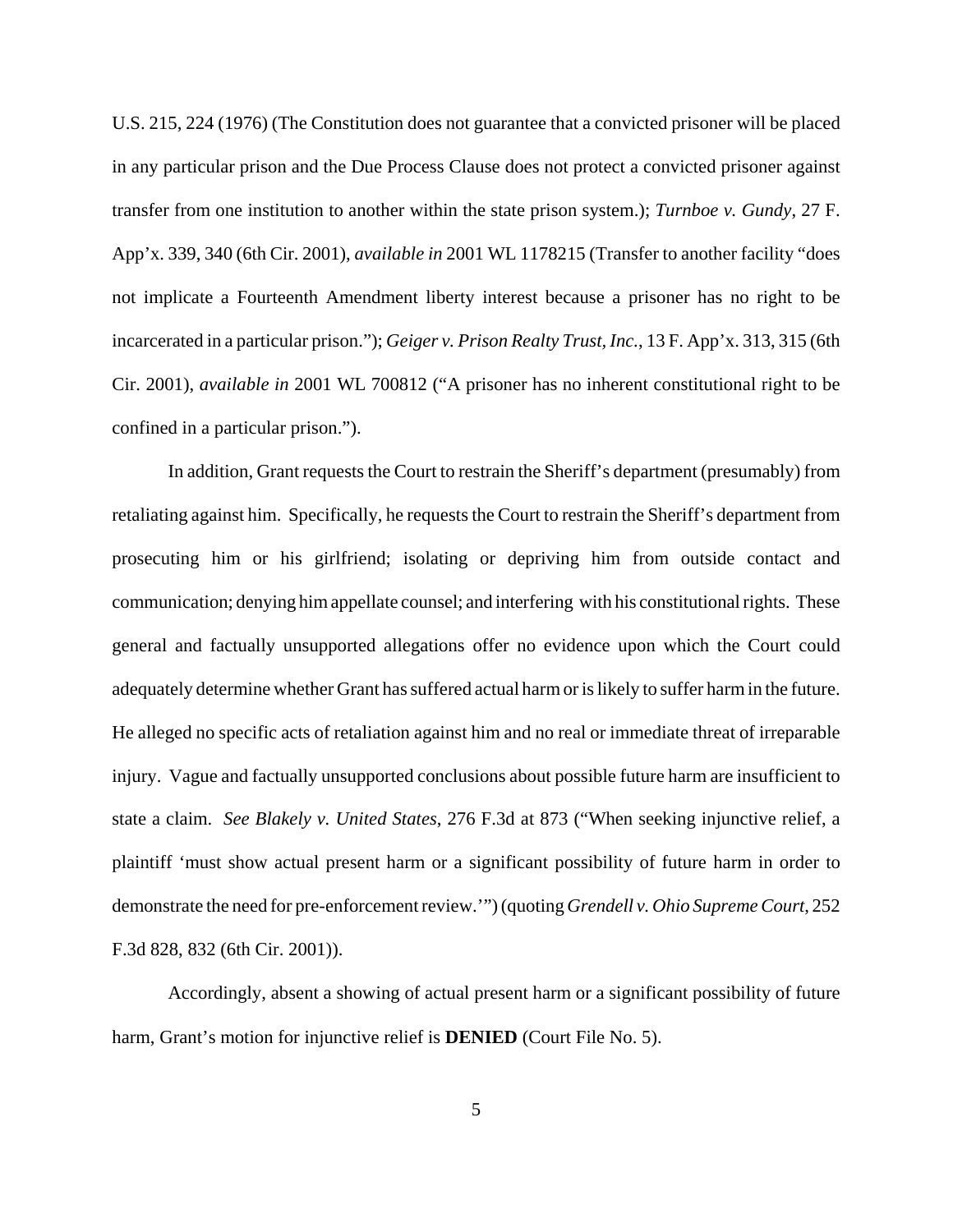U.S. 215, 224 (1976) (The Constitution does not guarantee that a convicted prisoner will be placed in any particular prison and the Due Process Clause does not protect a convicted prisoner against transfer from one institution to another within the state prison system.); *Turnboe v. Gundy*, 27 F. App'x. 339, 340 (6th Cir. 2001), *available in* 2001 WL 1178215 (Transfer to another facility "does not implicate a Fourteenth Amendment liberty interest because a prisoner has no right to be incarcerated in a particular prison."); *Geiger v. Prison Realty Trust, Inc.*, 13 F. App'x. 313, 315 (6th Cir. 2001), *available in* 2001 WL 700812 ("A prisoner has no inherent constitutional right to be confined in a particular prison.").

In addition, Grant requests the Court to restrain the Sheriff's department (presumably) from retaliating against him. Specifically, he requests the Court to restrain the Sheriff's department from prosecuting him or his girlfriend; isolating or depriving him from outside contact and communication; denying him appellate counsel; and interfering with his constitutional rights. These general and factually unsupported allegations offer no evidence upon which the Court could adequately determine whether Grant has suffered actual harm or is likely to suffer harm in the future. He alleged no specific acts of retaliation against him and no real or immediate threat of irreparable injury. Vague and factually unsupported conclusions about possible future harm are insufficient to state a claim. *See Blakely v. United States*, 276 F.3d at 873 ("When seeking injunctive relief, a plaintiff 'must show actual present harm or a significant possibility of future harm in order to demonstrate the need for pre-enforcement review.'") (quoting *Grendell v. Ohio Supreme Court*, 252 F.3d 828, 832 (6th Cir. 2001)).

Accordingly, absent a showing of actual present harm or a significant possibility of future harm, Grant's motion for injunctive relief is **DENIED** (Court File No. 5).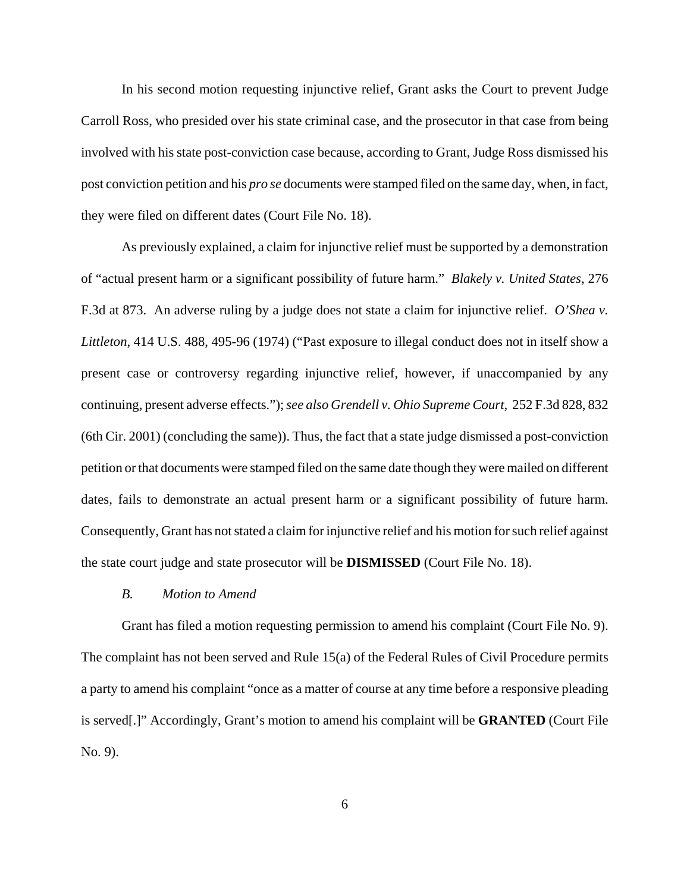In his second motion requesting injunctive relief, Grant asks the Court to prevent Judge Carroll Ross, who presided over his state criminal case, and the prosecutor in that case from being involved with his state post-conviction case because, according to Grant, Judge Ross dismissed his post conviction petition and his *pro se* documents were stamped filed on the same day, when, in fact, they were filed on different dates (Court File No. 18).

As previously explained, a claim for injunctive relief must be supported by a demonstration of "actual present harm or a significant possibility of future harm." *Blakely v. United States*, 276 F.3d at 873. An adverse ruling by a judge does not state a claim for injunctive relief. *O'Shea v. Littleton*, 414 U.S. 488, 495-96 (1974) ("Past exposure to illegal conduct does not in itself show a present case or controversy regarding injunctive relief, however, if unaccompanied by any continuing, present adverse effects."); *see also Grendell v. Ohio Supreme Court*, 252 F.3d 828, 832 (6th Cir. 2001) (concluding the same)). Thus, the fact that a state judge dismissed a post-conviction petition or that documents were stamped filed on the same date though they were mailed on different dates, fails to demonstrate an actual present harm or a significant possibility of future harm. Consequently, Grant has not stated a claim for injunctive relief and his motion for such relief against the state court judge and state prosecutor will be **DISMISSED** (Court File No. 18).

*B. Motion to Amend*

Grant has filed a motion requesting permission to amend his complaint (Court File No. 9). The complaint has not been served and Rule 15(a) of the Federal Rules of Civil Procedure permits a party to amend his complaint "once as a matter of course at any time before a responsive pleading is served[.]" Accordingly, Grant's motion to amend his complaint will be **GRANTED** (Court File No. 9).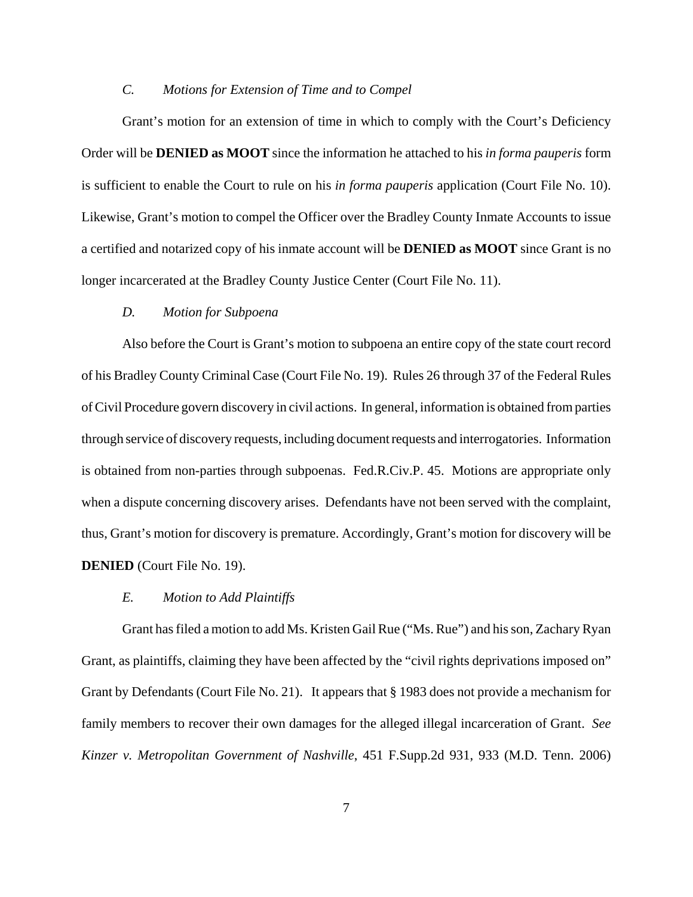### *C. Motions for Extension of Time and to Compel*

Grant's motion for an extension of time in which to comply with the Court's Deficiency Order will be **DENIED as MOOT** since the information he attached to his *in forma pauperis* form is sufficient to enable the Court to rule on his *in forma pauperis* application (Court File No. 10). Likewise, Grant's motion to compel the Officer over the Bradley County Inmate Accounts to issue a certified and notarized copy of his inmate account will be **DENIED as MOOT** since Grant is no longer incarcerated at the Bradley County Justice Center (Court File No. 11).

### *D. Motion for Subpoena*

Also before the Court is Grant's motion to subpoena an entire copy of the state court record of his Bradley County Criminal Case (Court File No. 19). Rules 26 through 37 of the Federal Rules of Civil Procedure govern discovery in civil actions. In general, information is obtained from parties through service of discovery requests, including document requests and interrogatories. Information is obtained from non-parties through subpoenas. Fed.R.Civ.P. 45. Motions are appropriate only when a dispute concerning discovery arises. Defendants have not been served with the complaint, thus, Grant's motion for discovery is premature. Accordingly, Grant's motion for discovery will be **DENIED** (Court File No. 19).

### *E. Motion to Add Plaintiffs*

Grant has filed a motion to add Ms. Kristen Gail Rue ("Ms. Rue") and his son, Zachary Ryan Grant, as plaintiffs, claiming they have been affected by the "civil rights deprivations imposed on" Grant by Defendants (Court File No. 21). It appears that § 1983 does not provide a mechanism for family members to recover their own damages for the alleged illegal incarceration of Grant. *See Kinzer v. Metropolitan Government of Nashville*, 451 F.Supp.2d 931, 933 (M.D. Tenn. 2006)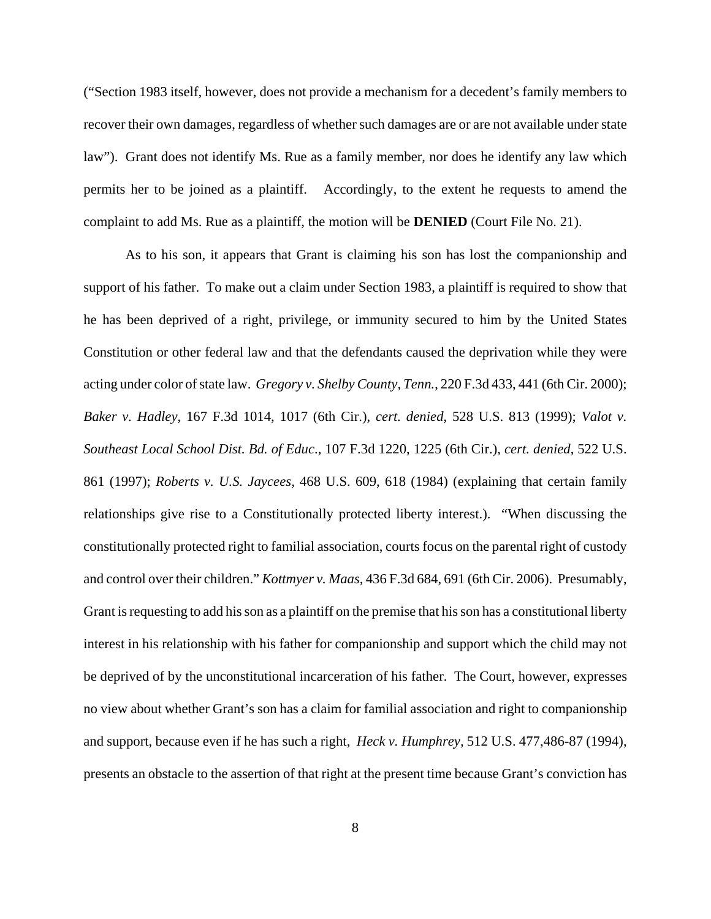("Section 1983 itself, however, does not provide a mechanism for a decedent's family members to recover their own damages, regardless of whether such damages are or are not available under state law"). Grant does not identify Ms. Rue as a family member, nor does he identify any law which permits her to be joined as a plaintiff. Accordingly, to the extent he requests to amend the complaint to add Ms. Rue as a plaintiff, the motion will be **DENIED** (Court File No. 21).

As to his son, it appears that Grant is claiming his son has lost the companionship and support of his father. To make out a claim under Section 1983, a plaintiff is required to show that he has been deprived of a right, privilege, or immunity secured to him by the United States Constitution or other federal law and that the defendants caused the deprivation while they were acting under color of state law. *Gregory v. Shelby County, Tenn.*, 220 F.3d 433, 441 (6th Cir. 2000); *Baker v. Hadley*, 167 F.3d 1014, 1017 (6th Cir.), *cert. denied*, 528 U.S. 813 (1999); *Valot v. Southeast Local School Dist. Bd. of Educ*., 107 F.3d 1220, 1225 (6th Cir.), *cert. denied*, 522 U.S. 861 (1997); *Roberts v. U.S. Jaycees*, 468 U.S. 609, 618 (1984) (explaining that certain family relationships give rise to a Constitutionally protected liberty interest.). "When discussing the constitutionally protected right to familial association, courts focus on the parental right of custody and control over their children." *Kottmyer v. Maas*, 436 F.3d 684, 691 (6th Cir. 2006). Presumably, Grant is requesting to add his son as a plaintiff on the premise that his son has a constitutional liberty interest in his relationship with his father for companionship and support which the child may not be deprived of by the unconstitutional incarceration of his father. The Court, however, expresses no view about whether Grant's son has a claim for familial association and right to companionship and support, because even if he has such a right, *Heck v. Humphrey*, 512 U.S. 477,486-87 (1994), presents an obstacle to the assertion of that right at the present time because Grant's conviction has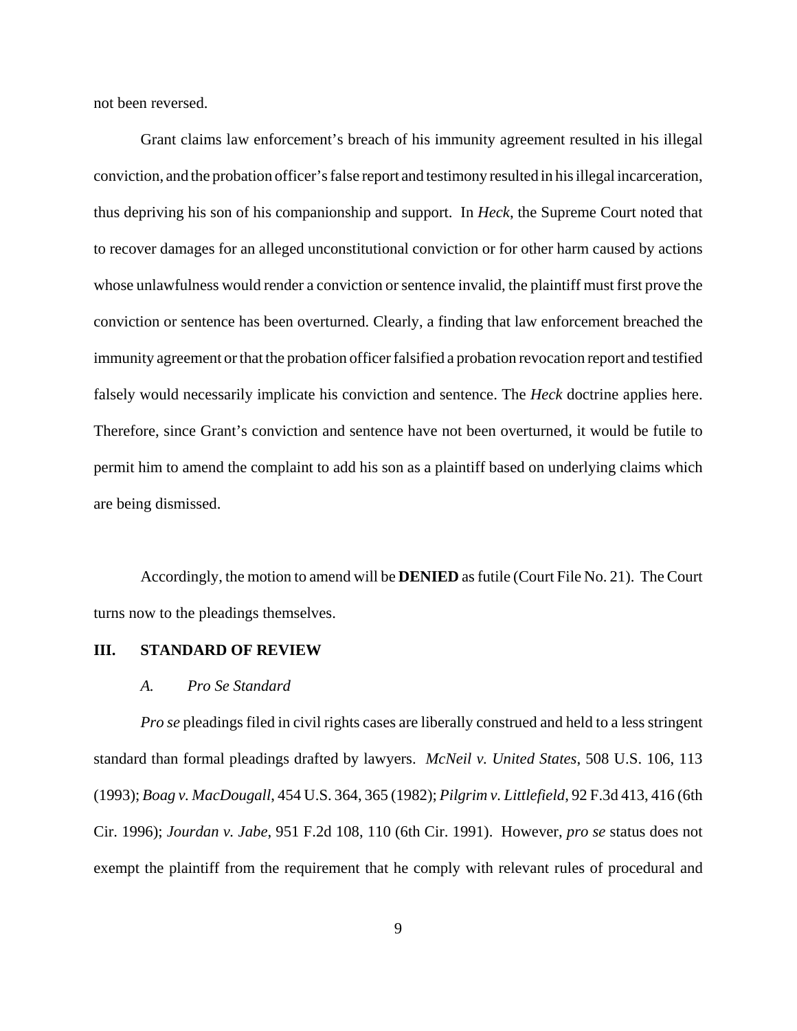not been reversed.

Grant claims law enforcement's breach of his immunity agreement resulted in his illegal conviction, and the probation officer's false report and testimony resulted in his illegal incarceration, thus depriving his son of his companionship and support. In *Heck*, the Supreme Court noted that to recover damages for an alleged unconstitutional conviction or for other harm caused by actions whose unlawfulness would render a conviction or sentence invalid, the plaintiff must first prove the conviction or sentence has been overturned. Clearly, a finding that law enforcement breached the immunity agreement or that the probation officer falsified a probation revocation report and testified falsely would necessarily implicate his conviction and sentence. The *Heck* doctrine applies here. Therefore, since Grant's conviction and sentence have not been overturned, it would be futile to permit him to amend the complaint to add his son as a plaintiff based on underlying claims which are being dismissed.

Accordingly, the motion to amend will be **DENIED** as futile (Court File No. 21). The Court turns now to the pleadings themselves.

## III. STANDARD OF REVIEW

### *A. Pro Se Standard*

*Pro se* pleadings filed in civil rights cases are liberally construed and held to a less stringent standard than formal pleadings drafted by lawyers. *McNeil v. United States*, 508 U.S. 106, 113 (1993); *Boag v. MacDougall*, 454 U.S. 364, 365 (1982); *Pilgrim v. Littlefield*, 92 F.3d 413, 416 (6th Cir. 1996); *Jourdan v. Jabe*, 951 F.2d 108, 110 (6th Cir. 1991). However, *pro se* status does not exempt the plaintiff from the requirement that he comply with relevant rules of procedural and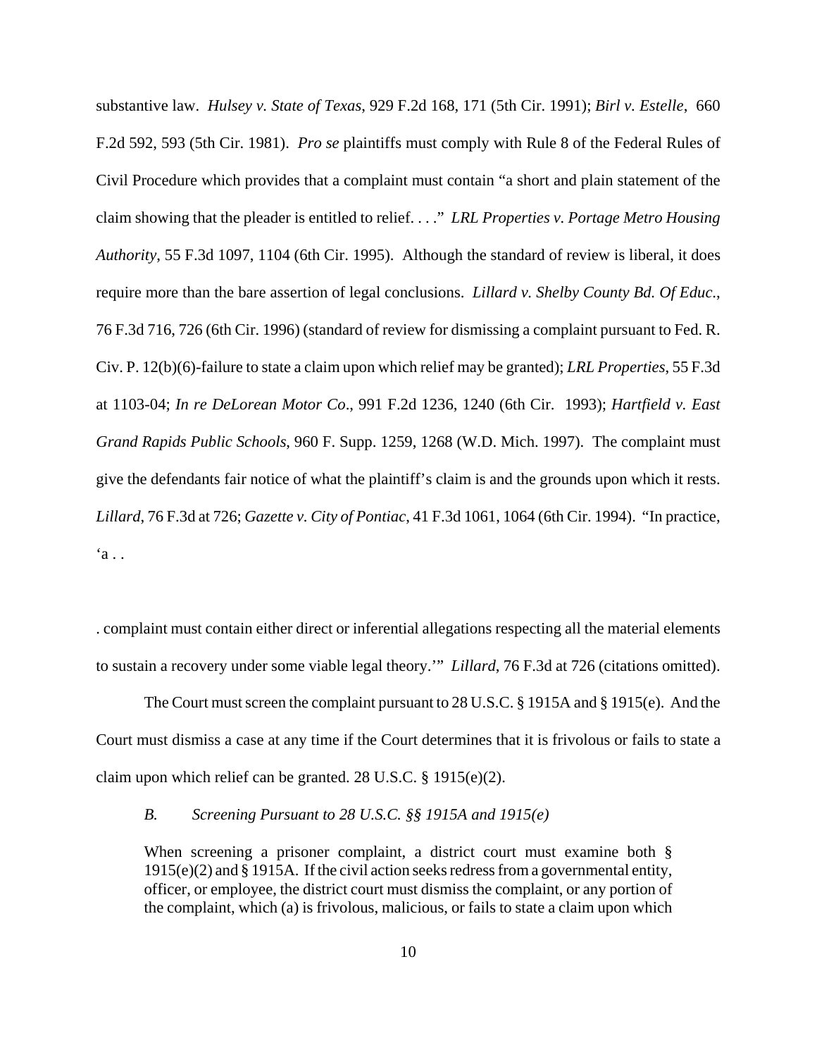substantive law. *Hulsey v. State of Texas*, 929 F.2d 168, 171 (5th Cir. 1991); *Birl v. Estelle*, 660 F.2d 592, 593 (5th Cir. 1981). *Pro se* plaintiffs must comply with Rule 8 of the Federal Rules of Civil Procedure which provides that a complaint must contain "a short and plain statement of the claim showing that the pleader is entitled to relief. . . ." *LRL Properties v. Portage Metro Housing Authority*, 55 F.3d 1097, 1104 (6th Cir. 1995). Although the standard of review is liberal, it does require more than the bare assertion of legal conclusions. *Lillard v. Shelby County Bd. Of Educ*., 76 F.3d 716, 726 (6th Cir. 1996) (standard of review for dismissing a complaint pursuant to Fed. R. Civ. P. 12(b)(6)-failure to state a claim upon which relief may be granted); *LRL Properties*, 55 F.3d at 1103-04; *In re DeLorean Motor Co*., 991 F.2d 1236, 1240 (6th Cir. 1993); *Hartfield v. East Grand Rapids Public Schools*, 960 F. Supp. 1259, 1268 (W.D. Mich. 1997). The complaint must give the defendants fair notice of what the plaintiff's claim is and the grounds upon which it rests. *Lillard*, 76 F.3d at 726; *Gazette v. City of Pontiac*, 41 F.3d 1061, 1064 (6th Cir. 1994). "In practice, 'a . . . complaint must contain either direct or inferential allegations respecting all the material elements to sustain a recovery under some viable legal theory.'" *Lillard*, 76 F.3d at 726 (citations omitted).

The Court must screen the complaint pursuant to 28 U.S.C. § 1915A and § 1915(e). And the Court must dismiss a case at any time if the Court determines that it is frivolous or fails to state a claim upon which relief can be granted. 28 U.S.C. § 1915(e)(2).

### *B. Screening Pursuant to 28 U.S.C. §§ 1915A and 1915(e)*

> When screening a prisoner complaint, a district court must examine both § 1915(e)(2) and § 1915A. If the civil action seeks redress from a governmental entity, officer, or employee, the district court must dismiss the complaint, or any portion of the complaint, which (a) is frivolous, malicious, or fails to state a claim upon which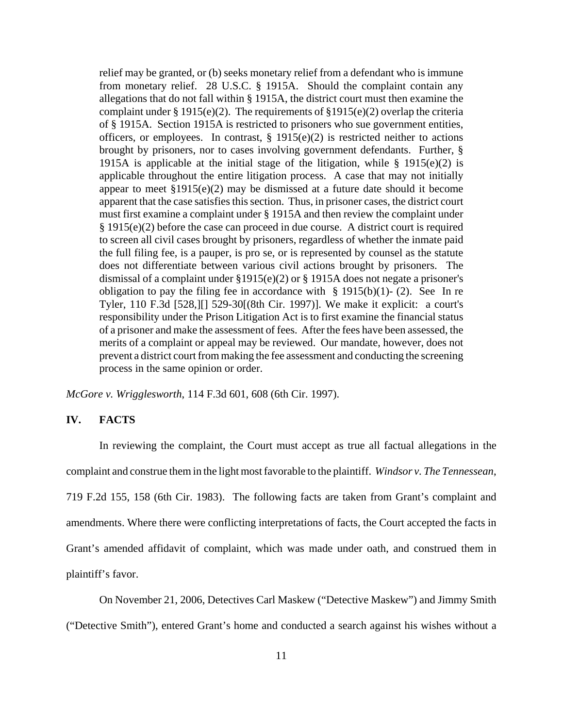> relief may be granted, or (b) seeks monetary relief from a defendant who is immune from monetary relief. 28 U.S.C. § 1915A. Should the complaint contain any allegations that do not fall within § 1915A, the district court must then examine the complaint under § 1915(e)(2). The requirements of §1915(e)(2) overlap the criteria of § 1915A. Section 1915A is restricted to prisoners who sue government entities, officers, or employees. In contrast, § 1915(e)(2) is restricted neither to actions brought by prisoners, nor to cases involving government defendants. Further, § 1915A is applicable at the initial stage of the litigation, while § 1915(e)(2) is applicable throughout the entire litigation process. A case that may not initially appear to meet §1915(e)(2) may be dismissed at a future date should it become apparent that the case satisfies this section. Thus, in prisoner cases, the district court must first examine a complaint under § 1915A and then review the complaint under § 1915(e)(2) before the case can proceed in due course. A district court is required to screen all civil cases brought by prisoners, regardless of whether the inmate paid the full filing fee, is a pauper, is pro se, or is represented by counsel as the statute does not differentiate between various civil actions brought by prisoners. The dismissal of a complaint under §1915(e)(2) or § 1915A does not negate a prisoner's obligation to pay the filing fee in accordance with § 1915(b)(1)- (2). See In re Tyler, 110 F.3d [528,][] 529-30[(8th Cir. 1997)]. We make it explicit: a court's responsibility under the Prison Litigation Act is to first examine the financial status of a prisoner and make the assessment of fees. After the fees have been assessed, the merits of a complaint or appeal may be reviewed. Our mandate, however, does not prevent a district court from making the fee assessment and conducting the screening process in the same opinion or order.

*McGore v. Wrigglesworth*, 114 F.3d 601, 608 (6th Cir. 1997).

## IV. FACTS

In reviewing the complaint, the Court must accept as true all factual allegations in the complaint and construe them in the light most favorable to the plaintiff. *Windsor v. The Tennessean*, 719 F.2d 155, 158 (6th Cir. 1983). The following facts are taken from Grant's complaint and amendments. Where there were conflicting interpretations of facts, the Court accepted the facts in Grant's amended affidavit of complaint, which was made under oath, and construed them in plaintiff's favor.

On November 21, 2006, Detectives Carl Maskew ("Detective Maskew") and Jimmy Smith ("Detective Smith"), entered Grant's home and conducted a search against his wishes without a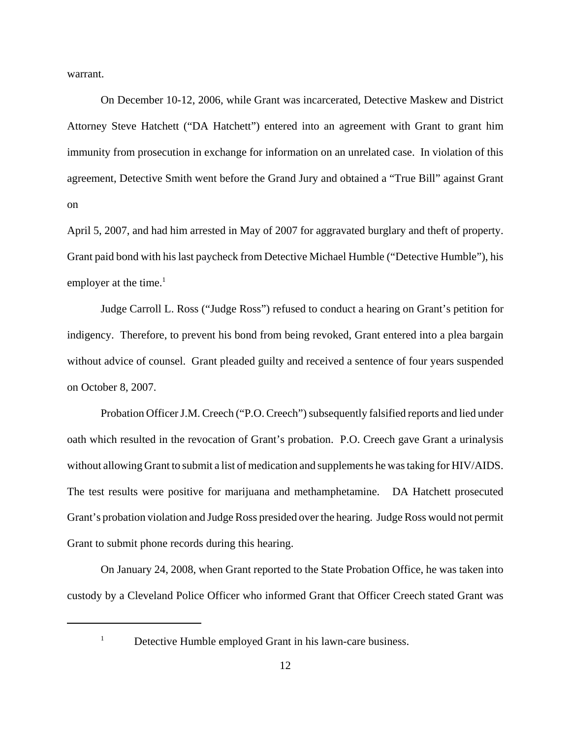warrant.

On December 10-12, 2006, while Grant was incarcerated, Detective Maskew and District Attorney Steve Hatchett ("DA Hatchett") entered into an agreement with Grant to grant him immunity from prosecution in exchange for information on an unrelated case. In violation of this agreement, Detective Smith went before the Grand Jury and obtained a "True Bill" against Grant on April 5, 2007, and had him arrested in May of 2007 for aggravated burglary and theft of property. Grant paid bond with his last paycheck from Detective Michael Humble ("Detective Humble"), his employer at the time.[1]

Judge Carroll L. Ross ("Judge Ross") refused to conduct a hearing on Grant's petition for indigency. Therefore, to prevent his bond from being revoked, Grant entered into a plea bargain without advice of counsel. Grant pleaded guilty and received a sentence of four years suspended on October 8, 2007.

Probation Officer J.M. Creech ("P.O. Creech") subsequently falsified reports and lied under oath which resulted in the revocation of Grant's probation. P.O. Creech gave Grant a urinalysis without allowing Grant to submit a list of medication and supplements he was taking for HIV/AIDS. The test results were positive for marijuana and methamphetamine. DA Hatchett prosecuted Grant's probation violation and Judge Ross presided over the hearing. Judge Ross would not permit Grant to submit phone records during this hearing.

On January 24, 2008, when Grant reported to the State Probation Office, he was taken into custody by a Cleveland Police Officer who informed Grant that Officer Creech stated Grant was

[1] Detective Humble employed Grant in his lawn-care business.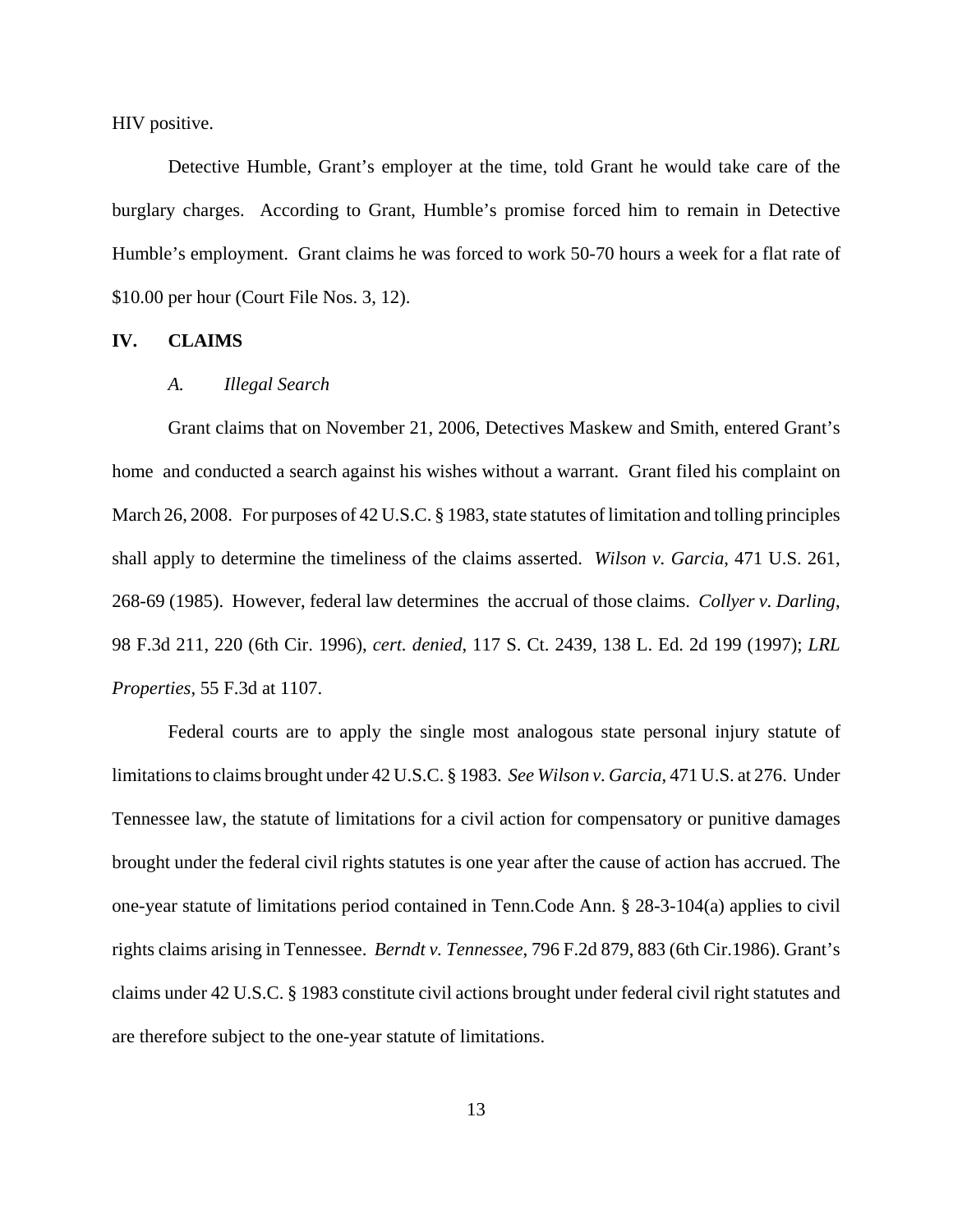HIV positive.

Detective Humble, Grant's employer at the time, told Grant he would take care of the burglary charges. According to Grant, Humble's promise forced him to remain in Detective Humble's employment. Grant claims he was forced to work 50-70 hours a week for a flat rate of $10.00 per hour (Court File Nos. 3, 12).

## IV. CLAIMS

### *A. Illegal Search*

Grant claims that on November 21, 2006, Detectives Maskew and Smith, entered Grant's home and conducted a search against his wishes without a warrant. Grant filed his complaint on March 26, 2008. For purposes of 42 U.S.C. § 1983, state statutes of limitation and tolling principles shall apply to determine the timeliness of the claims asserted. *Wilson v. Garcia*, 471 U.S. 261, 268-69 (1985). However, federal law determines the accrual of those claims. *Collyer v. Darling*, 98 F.3d 211, 220 (6th Cir. 1996), *cert. denied*, 117 S. Ct. 2439, 138 L. Ed. 2d 199 (1997); *LRL Properties*, 55 F.3d at 1107.

Federal courts are to apply the single most analogous state personal injury statute of limitations to claims brought under 42 U.S.C. § 1983. *See Wilson v. Garcia*, 471 U.S. at 276. Under Tennessee law, the statute of limitations for a civil action for compensatory or punitive damages brought under the federal civil rights statutes is one year after the cause of action has accrued. The one-year statute of limitations period contained in Tenn.Code Ann. § 28-3-104(a) applies to civil rights claims arising in Tennessee. *Berndt v. Tennessee*, 796 F.2d 879, 883 (6th Cir.1986). Grant's claims under 42 U.S.C. § 1983 constitute civil actions brought under federal civil right statutes and are therefore subject to the one-year statute of limitations.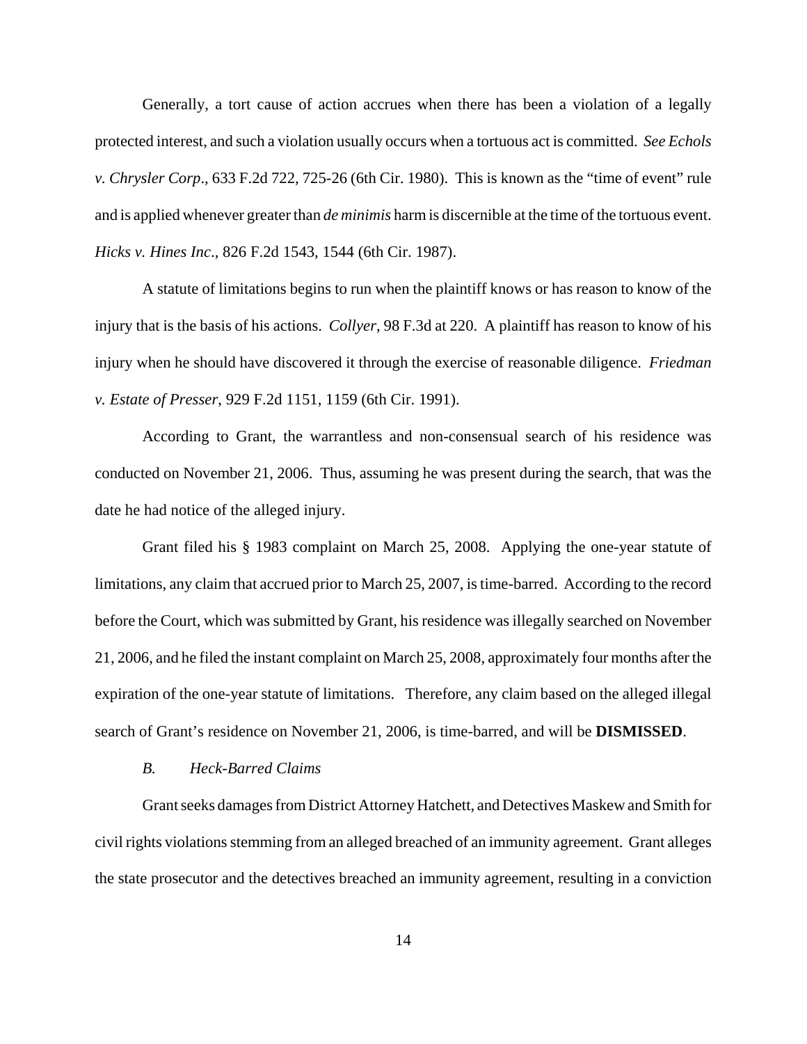Generally, a tort cause of action accrues when there has been a violation of a legally protected interest, and such a violation usually occurs when a tortuous act is committed. *See Echols v. Chrysler Corp*., 633 F.2d 722, 725-26 (6th Cir. 1980). This is known as the "time of event" rule and is applied whenever greater than *de minimis* harm is discernible at the time of the tortuous event. *Hicks v. Hines Inc*., 826 F.2d 1543, 1544 (6th Cir. 1987).

A statute of limitations begins to run when the plaintiff knows or has reason to know of the injury that is the basis of his actions. *Collyer*, 98 F.3d at 220. A plaintiff has reason to know of his injury when he should have discovered it through the exercise of reasonable diligence. *Friedman v. Estate of Presser*, 929 F.2d 1151, 1159 (6th Cir. 1991).

According to Grant, the warrantless and non-consensual search of his residence was conducted on November 21, 2006. Thus, assuming he was present during the search, that was the date he had notice of the alleged injury.

Grant filed his § 1983 complaint on March 25, 2008. Applying the one-year statute of limitations, any claim that accrued prior to March 25, 2007, is time-barred. According to the record before the Court, which was submitted by Grant, his residence was illegally searched on November 21, 2006, and he filed the instant complaint on March 25, 2008, approximately four months after the expiration of the one-year statute of limitations. Therefore, any claim based on the alleged illegal search of Grant's residence on November 21, 2006, is time-barred, and will be **DISMISSED**.

*B. Heck-Barred Claims*

Grant seeks damages from District Attorney Hatchett, and Detectives Maskew and Smith for civil rights violations stemming from an alleged breached of an immunity agreement. Grant alleges the state prosecutor and the detectives breached an immunity agreement, resulting in a conviction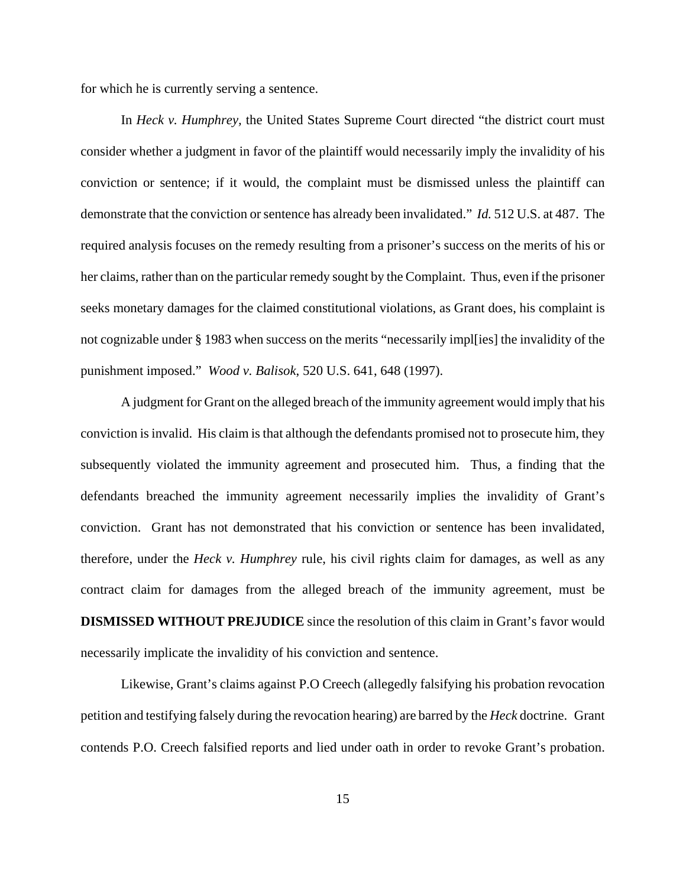for which he is currently serving a sentence.

In *Heck v. Humphrey*, the United States Supreme Court directed "the district court must consider whether a judgment in favor of the plaintiff would necessarily imply the invalidity of his conviction or sentence; if it would, the complaint must be dismissed unless the plaintiff can demonstrate that the conviction or sentence has already been invalidated." *Id.* 512 U.S. at 487. The required analysis focuses on the remedy resulting from a prisoner's success on the merits of his or her claims, rather than on the particular remedy sought by the Complaint. Thus, even if the prisoner seeks monetary damages for the claimed constitutional violations, as Grant does, his complaint is not cognizable under § 1983 when success on the merits "necessarily impl[ies] the invalidity of the punishment imposed." *Wood v. Balisok*, 520 U.S. 641, 648 (1997).

A judgment for Grant on the alleged breach of the immunity agreement would imply that his conviction is invalid. His claim is that although the defendants promised not to prosecute him, they subsequently violated the immunity agreement and prosecuted him. Thus, a finding that the defendants breached the immunity agreement necessarily implies the invalidity of Grant's conviction. Grant has not demonstrated that his conviction or sentence has been invalidated, therefore, under the *Heck v. Humphrey* rule, his civil rights claim for damages, as well as any contract claim for damages from the alleged breach of the immunity agreement, must be **DISMISSED WITHOUT PREJUDICE** since the resolution of this claim in Grant's favor would necessarily implicate the invalidity of his conviction and sentence.

Likewise, Grant's claims against P.O Creech (allegedly falsifying his probation revocation petition and testifying falsely during the revocation hearing) are barred by the *Heck* doctrine. Grant contends P.O. Creech falsified reports and lied under oath in order to revoke Grant's probation.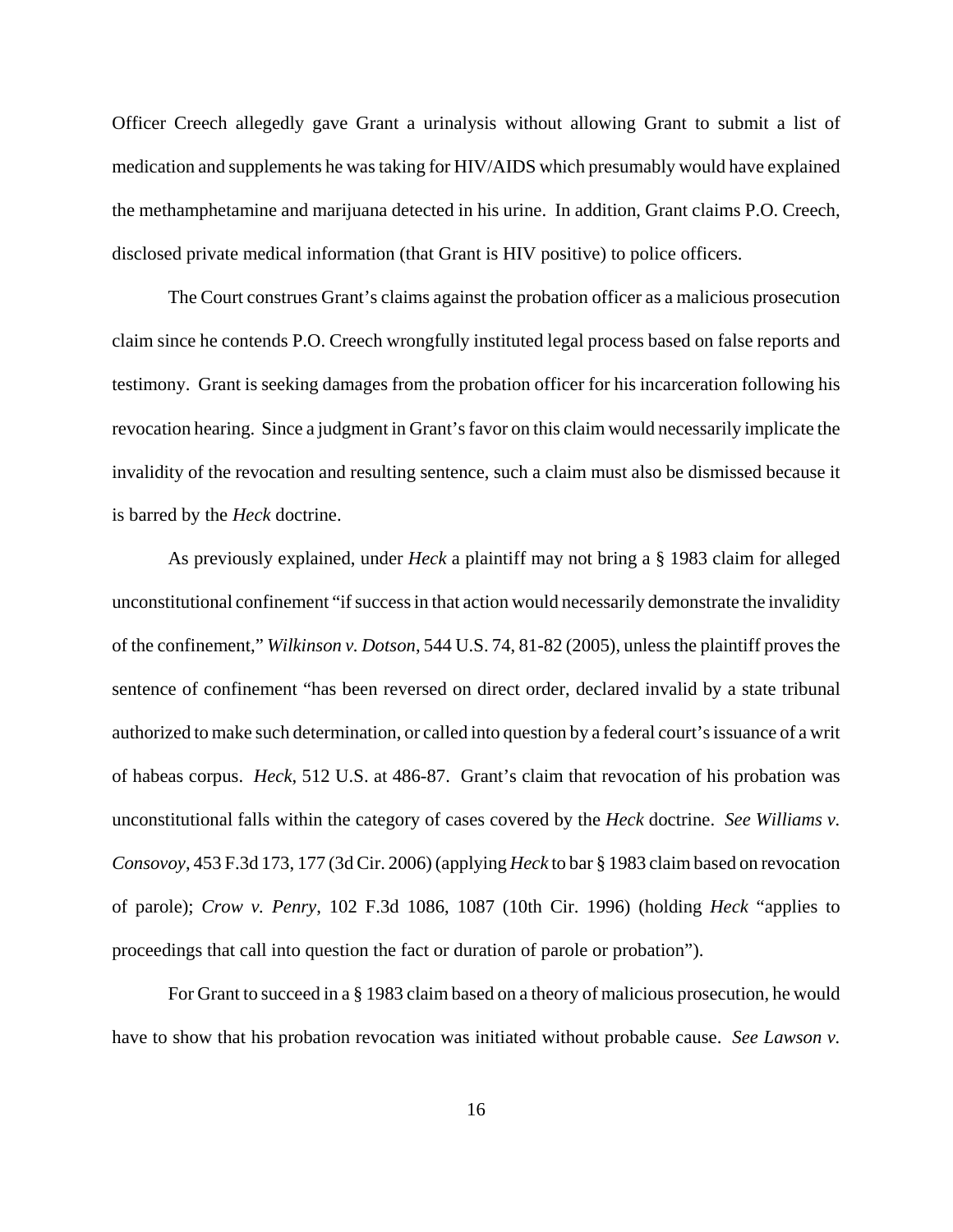Officer Creech allegedly gave Grant a urinalysis without allowing Grant to submit a list of medication and supplements he was taking for HIV/AIDS which presumably would have explained the methamphetamine and marijuana detected in his urine. In addition, Grant claims P.O. Creech, disclosed private medical information (that Grant is HIV positive) to police officers.

The Court construes Grant's claims against the probation officer as a malicious prosecution claim since he contends P.O. Creech wrongfully instituted legal process based on false reports and testimony. Grant is seeking damages from the probation officer for his incarceration following his revocation hearing. Since a judgment in Grant's favor on this claim would necessarily implicate the invalidity of the revocation and resulting sentence, such a claim must also be dismissed because it is barred by the *Heck* doctrine.

As previously explained, under *Heck* a plaintiff may not bring a § 1983 claim for alleged unconstitutional confinement "if success in that action would necessarily demonstrate the invalidity of the confinement," *Wilkinson v. Dotson*, 544 U.S. 74, 81-82 (2005), unless the plaintiff proves the sentence of confinement "has been reversed on direct order, declared invalid by a state tribunal authorized to make such determination, or called into question by a federal court's issuance of a writ of habeas corpus. *Heck,* 512 U.S. at 486-87. Grant's claim that revocation of his probation was unconstitutional falls within the category of cases covered by the *Heck* doctrine. *See Williams v. Consovoy*, 453 F.3d 173, 177 (3d Cir. 2006) (applying *Heck* to bar § 1983 claim based on revocation of parole); *Crow v. Penry*, 102 F.3d 1086, 1087 (10th Cir. 1996) (holding *Heck* "applies to proceedings that call into question the fact or duration of parole or probation").

For Grant to succeed in a § 1983 claim based on a theory of malicious prosecution, he would have to show that his probation revocation was initiated without probable cause. *See Lawson v.*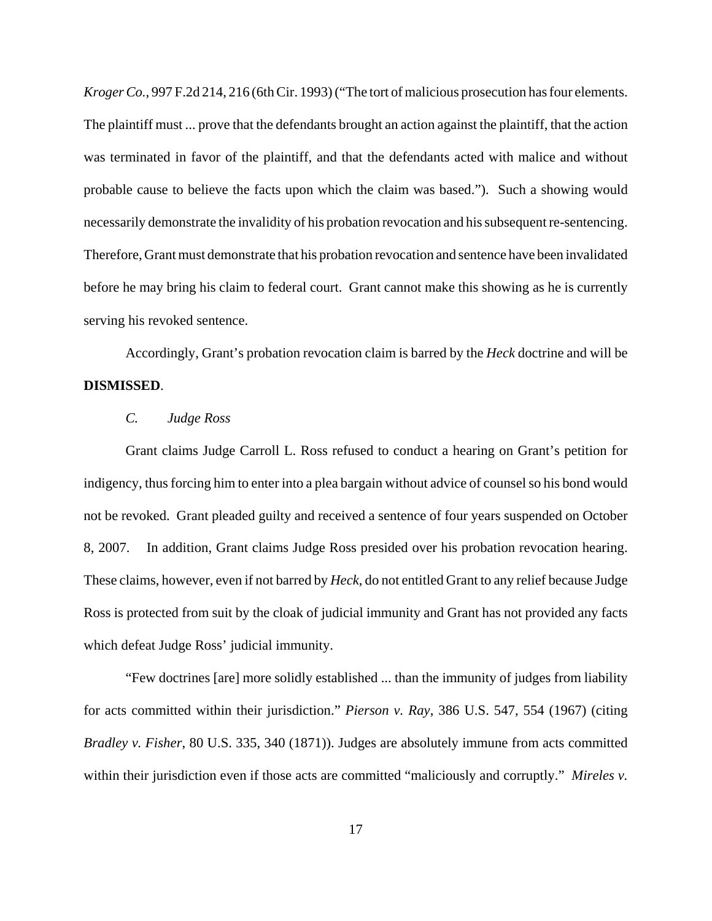*Kroger Co.*, 997 F.2d 214, 216 (6th Cir. 1993) ("The tort of malicious prosecution has four elements. The plaintiff must ... prove that the defendants brought an action against the plaintiff, that the action was terminated in favor of the plaintiff, and that the defendants acted with malice and without probable cause to believe the facts upon which the claim was based."). Such a showing would necessarily demonstrate the invalidity of his probation revocation and his subsequent re-sentencing. Therefore, Grant must demonstrate that his probation revocation and sentence have been invalidated before he may bring his claim to federal court. Grant cannot make this showing as he is currently serving his revoked sentence.

Accordingly, Grant's probation revocation claim is barred by the *Heck* doctrine and will be **DISMISSED**.

*C. Judge Ross*

Grant claims Judge Carroll L. Ross refused to conduct a hearing on Grant's petition for indigency, thus forcing him to enter into a plea bargain without advice of counsel so his bond would not be revoked. Grant pleaded guilty and received a sentence of four years suspended on October 8, 2007. In addition, Grant claims Judge Ross presided over his probation revocation hearing. These claims, however, even if not barred by *Heck*, do not entitled Grant to any relief because Judge Ross is protected from suit by the cloak of judicial immunity and Grant has not provided any facts which defeat Judge Ross' judicial immunity.

"Few doctrines [are] more solidly established ... than the immunity of judges from liability for acts committed within their jurisdiction." *Pierson v. Ray*, 386 U.S. 547, 554 (1967) (citing *Bradley v. Fisher*, 80 U.S. 335, 340 (1871)). Judges are absolutely immune from acts committed within their jurisdiction even if those acts are committed "maliciously and corruptly." *Mireles v.*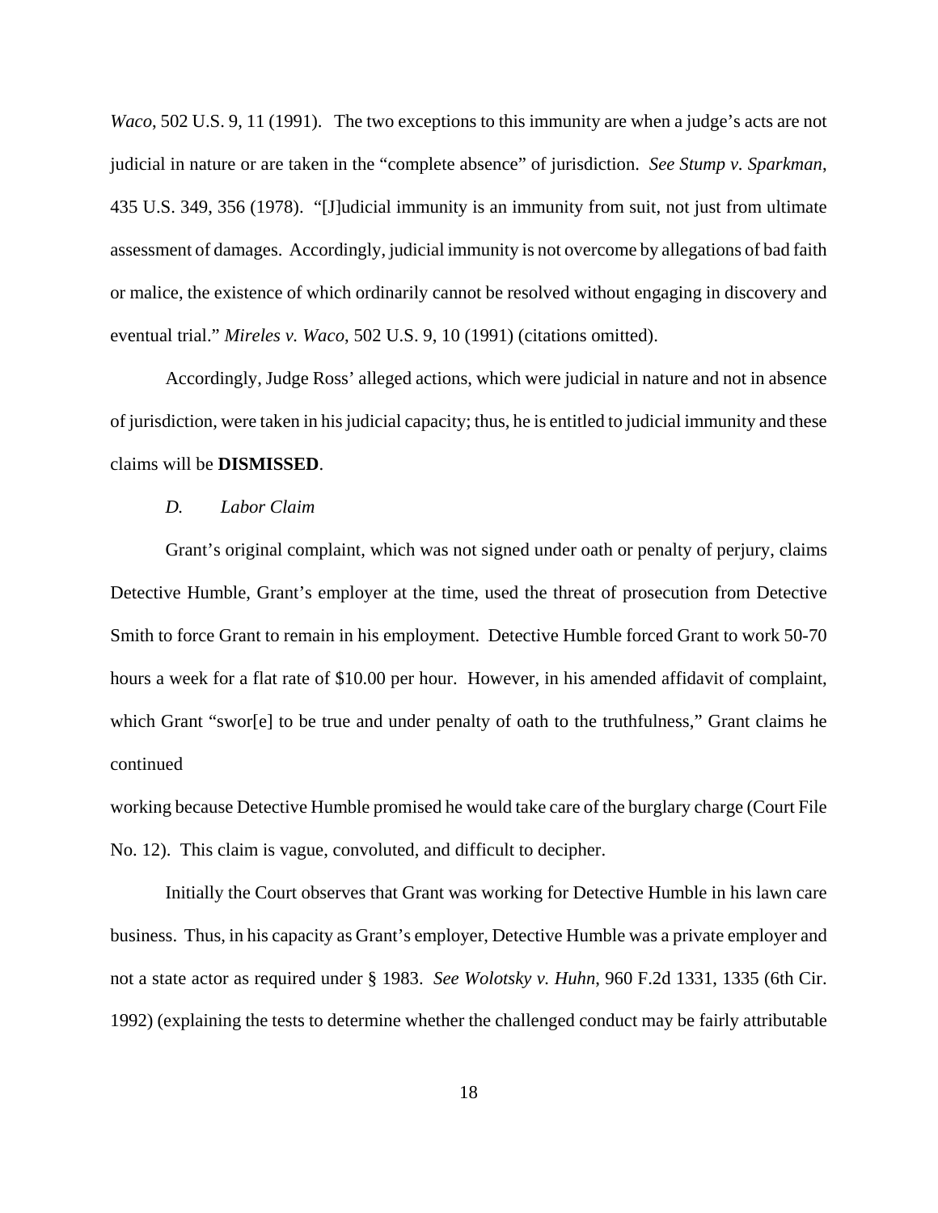*Waco*, 502 U.S. 9, 11 (1991). The two exceptions to this immunity are when a judge's acts are not judicial in nature or are taken in the "complete absence" of jurisdiction. *See Stump v. Sparkman*, 435 U.S. 349, 356 (1978). "[J]udicial immunity is an immunity from suit, not just from ultimate assessment of damages. Accordingly, judicial immunity is not overcome by allegations of bad faith or malice, the existence of which ordinarily cannot be resolved without engaging in discovery and eventual trial." *Mireles v. Waco*, 502 U.S. 9, 10 (1991) (citations omitted).

Accordingly, Judge Ross' alleged actions, which were judicial in nature and not in absence of jurisdiction, were taken in his judicial capacity; thus, he is entitled to judicial immunity and these claims will be **DISMISSED**.

*D. Labor Claim*

Grant's original complaint, which was not signed under oath or penalty of perjury, claims Detective Humble, Grant's employer at the time, used the threat of prosecution from Detective Smith to force Grant to remain in his employment. Detective Humble forced Grant to work 50-70 hours a week for a flat rate of $10.00 per hour. However, in his amended affidavit of complaint, which Grant "swor[e] to be true and under penalty of oath to the truthfulness," Grant claims he continued working because Detective Humble promised he would take care of the burglary charge (Court File No. 12). This claim is vague, convoluted, and difficult to decipher.

Initially the Court observes that Grant was working for Detective Humble in his lawn care business. Thus, in his capacity as Grant's employer, Detective Humble was a private employer and not a state actor as required under § 1983. *See Wolotsky v. Huhn*, 960 F.2d 1331, 1335 (6th Cir. 1992) (explaining the tests to determine whether the challenged conduct may be fairly attributable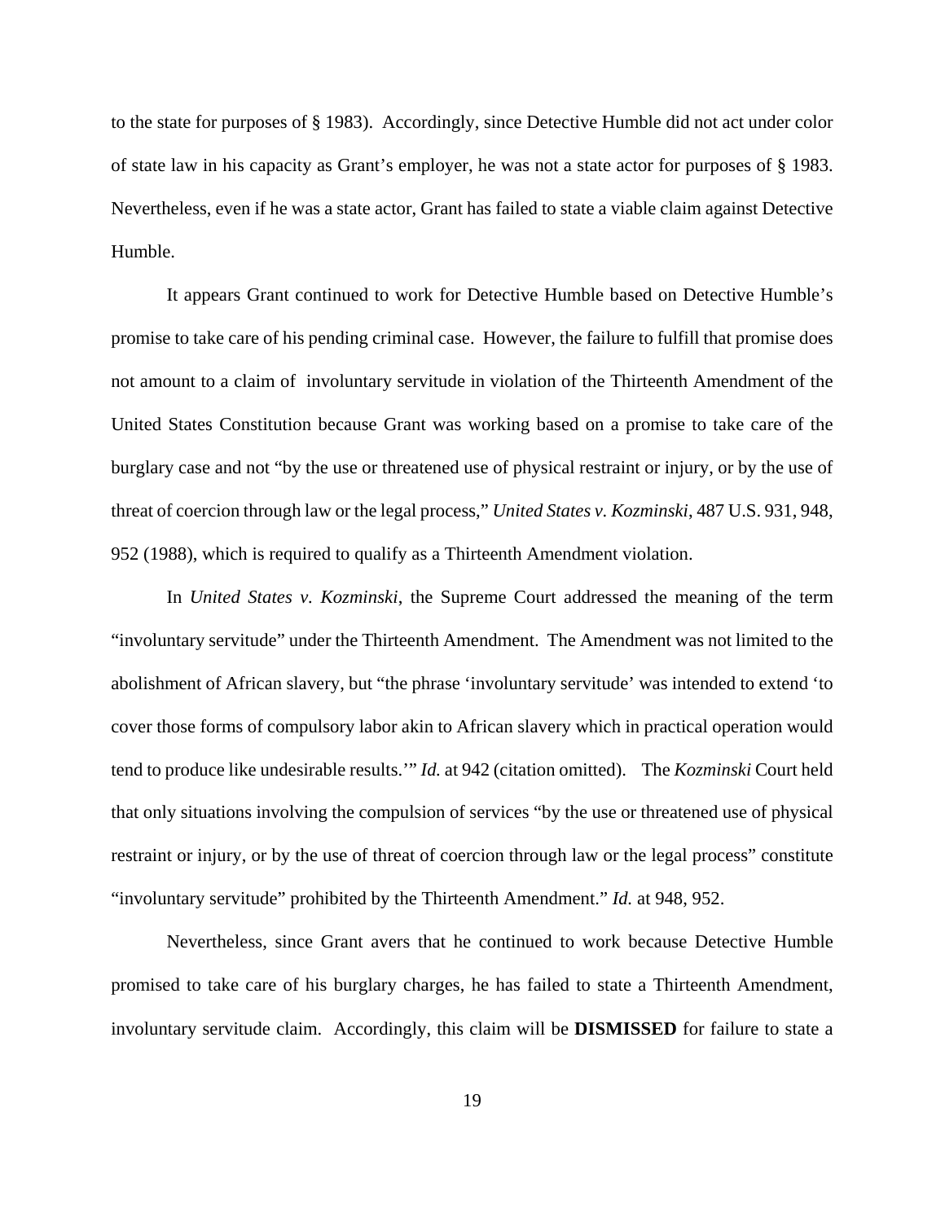to the state for purposes of § 1983). Accordingly, since Detective Humble did not act under color of state law in his capacity as Grant's employer, he was not a state actor for purposes of § 1983. Nevertheless, even if he was a state actor, Grant has failed to state a viable claim against Detective Humble.

It appears Grant continued to work for Detective Humble based on Detective Humble's promise to take care of his pending criminal case. However, the failure to fulfill that promise does not amount to a claim of involuntary servitude in violation of the Thirteenth Amendment of the United States Constitution because Grant was working based on a promise to take care of the burglary case and not "by the use or threatened use of physical restraint or injury, or by the use of threat of coercion through law or the legal process," *United States v. Kozminski*, 487 U.S. 931, 948, 952 (1988), which is required to qualify as a Thirteenth Amendment violation.

In *United States v. Kozminski*, the Supreme Court addressed the meaning of the term "involuntary servitude" under the Thirteenth Amendment. The Amendment was not limited to the abolishment of African slavery, but "the phrase 'involuntary servitude' was intended to extend 'to cover those forms of compulsory labor akin to African slavery which in practical operation would tend to produce like undesirable results.'" *Id.* at 942 (citation omitted). The *Kozminski* Court held that only situations involving the compulsion of services "by the use or threatened use of physical restraint or injury, or by the use of threat of coercion through law or the legal process" constitute "involuntary servitude" prohibited by the Thirteenth Amendment." *Id.* at 948, 952.

Nevertheless, since Grant avers that he continued to work because Detective Humble promised to take care of his burglary charges, he has failed to state a Thirteenth Amendment, involuntary servitude claim. Accordingly, this claim will be **DISMISSED** for failure to state a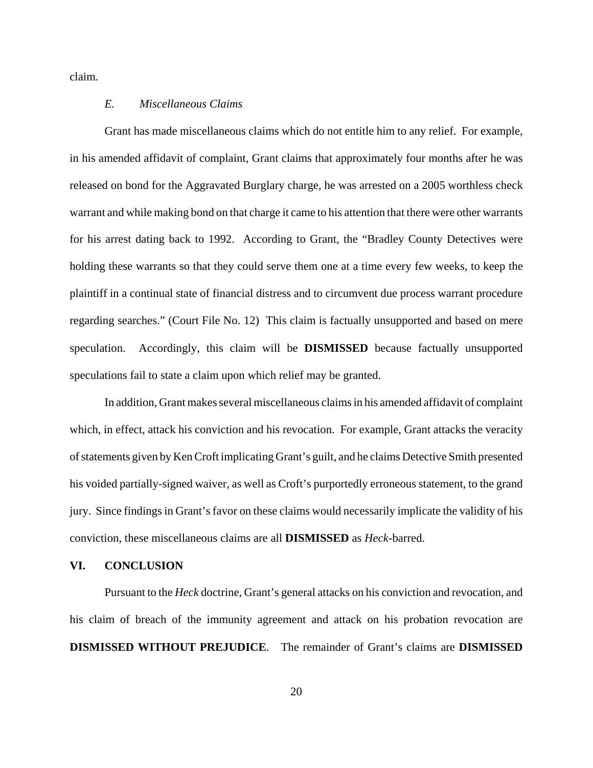claim.

### *E. Miscellaneous Claims*

Grant has made miscellaneous claims which do not entitle him to any relief. For example, in his amended affidavit of complaint, Grant claims that approximately four months after he was released on bond for the Aggravated Burglary charge, he was arrested on a 2005 worthless check warrant and while making bond on that charge it came to his attention that there were other warrants for his arrest dating back to 1992. According to Grant, the "Bradley County Detectives were holding these warrants so that they could serve them one at a time every few weeks, to keep the plaintiff in a continual state of financial distress and to circumvent due process warrant procedure regarding searches." (Court File No. 12) This claim is factually unsupported and based on mere speculation. Accordingly, this claim will be **DISMISSED** because factually unsupported speculations fail to state a claim upon which relief may be granted.

In addition, Grant makes several miscellaneous claims in his amended affidavit of complaint which, in effect, attack his conviction and his revocation. For example, Grant attacks the veracity of statements given by Ken Croft implicating Grant's guilt, and he claims Detective Smith presented his voided partially-signed waiver, as well as Croft's purportedly erroneous statement, to the grand jury. Since findings in Grant's favor on these claims would necessarily implicate the validity of his conviction, these miscellaneous claims are all **DISMISSED** as *Heck*-barred.

## VI. CONCLUSION

Pursuant to the *Heck* doctrine, Grant's general attacks on his conviction and revocation, and his claim of breach of the immunity agreement and attack on his probation revocation are **DISMISSED WITHOUT PREJUDICE**. The remainder of Grant's claims are **DISMISSED**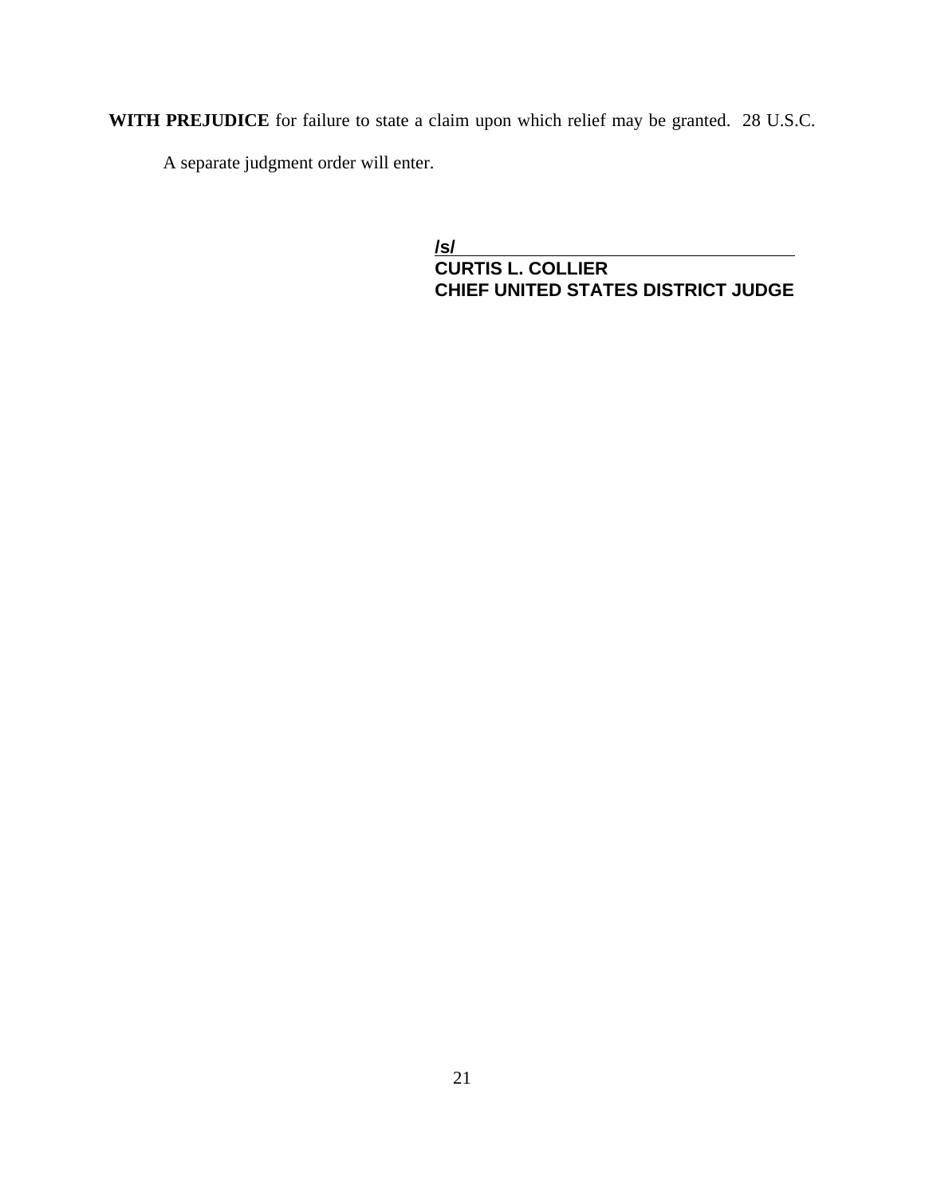**WITH PREJUDICE** for failure to state a claim upon which relief may be granted. 28 U.S.C.

A separate judgment order will enter.

/s/

**CURTIS L. COLLIER**
**CHIEF UNITED STATES DISTRICT JUDGE**